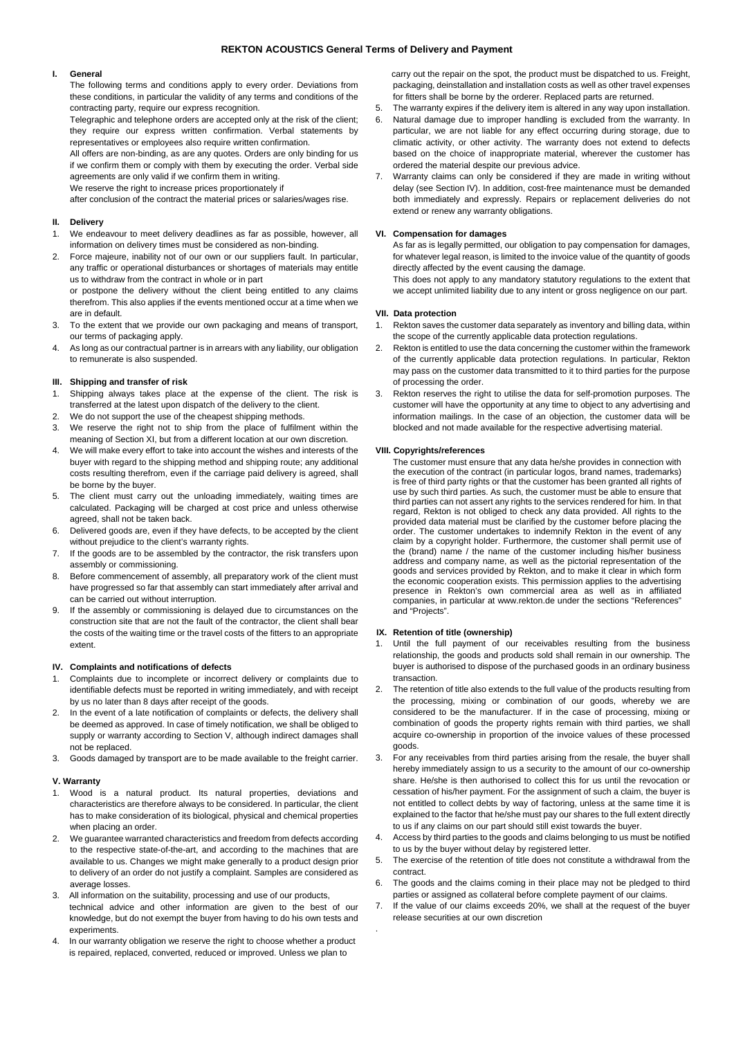# REKTON ACOUSTICS General Terms of Delivery and Payment

## I. General

The following terms and conditions apply to every order. Deviations from these conditions, in particular the validity of any terms and conditions of the contracting party, require our express recognition.

Telegraphic and telephone orders are accepted only at the risk of the client; they require our express written confirmation. Verbal statements by representatives or employees also require written confirmation.

All offers are non-binding, as are any quotes. Orders are only binding for us if we confirm them or comply with them by executing the order. Verbal side agreements are only valid if we confirm them in writing.

We reserve the right to increase prices proportionately if after conclusion of the contract the material prices or salaries/wages rise.

## II. Delivery

1. We endeavour to meet delivery deadlines as far as possible, however, all information on delivery times must be considered as non-binding.
2. Force majeure, inability not of our own or our suppliers fault. In particular, any traffic or operational disturbances or shortages of materials may entitle us to withdraw from the contract in whole or in part or postpone the delivery without the client being entitled to any claims therefrom. This also applies if the events mentioned occur at a time when we are in default.
3. To the extent that we provide our own packaging and means of transport, our terms of packaging apply.
4. As long as our contractual partner is in arrears with any liability, our obligation to remunerate is also suspended.

## III. Shipping and transfer of risk

1. Shipping always takes place at the expense of the client. The risk is transferred at the latest upon dispatch of the delivery to the client.
2. We do not support the use of the cheapest shipping methods.
3. We reserve the right not to ship from the place of fulfilment within the meaning of Section XI, but from a different location at our own discretion.
4. We will make every effort to take into account the wishes and interests of the buyer with regard to the shipping method and shipping route; any additional costs resulting therefrom, even if the carriage paid delivery is agreed, shall be borne by the buyer.
5. The client must carry out the unloading immediately, waiting times are calculated. Packaging will be charged at cost price and unless otherwise agreed, shall not be taken back.
6. Delivered goods are, even if they have defects, to be accepted by the client without prejudice to the client's warranty rights.
7. If the goods are to be assembled by the contractor, the risk transfers upon assembly or commissioning.
8. Before commencement of assembly, all preparatory work of the client must have progressed so far that assembly can start immediately after arrival and can be carried out without interruption.
9. If the assembly or commissioning is delayed due to circumstances on the construction site that are not the fault of the contractor, the client shall bear the costs of the waiting time or the travel costs of the fitters to an appropriate extent.

## IV. Complaints and notifications of defects

1. Complaints due to incomplete or incorrect delivery or complaints due to identifiable defects must be reported in writing immediately, and with receipt by us no later than 8 days after receipt of the goods.
2. In the event of a late notification of complaints or defects, the delivery shall be deemed as approved. In case of timely notification, we shall be obliged to supply or warranty according to Section V, although indirect damages shall not be replaced.
3. Goods damaged by transport are to be made available to the freight carrier.

## V. Warranty

1. Wood is a natural product. Its natural properties, deviations and characteristics are therefore always to be considered. In particular, the client has to make consideration of its biological, physical and chemical properties when placing an order.
2. We guarantee warranted characteristics and freedom from defects according to the respective state-of-the-art, and according to the machines that are available to us. Changes we might make generally to a product design prior to delivery of an order do not justify a complaint. Samples are considered as average losses.
3. All information on the suitability, processing and use of our products, technical advice and other information are given to the best of our knowledge, but do not exempt the buyer from having to do his own tests and experiments.
4. In our warranty obligation we reserve the right to choose whether a product is repaired, replaced, converted, reduced or improved. Unless we plan to carry out the repair on the spot, the product must be dispatched to us. Freight, packaging, deinstallation and installation costs as well as other travel expenses for fitters shall be borne by the orderer. Replaced parts are returned.
5. The warranty expires if the delivery item is altered in any way upon installation.
6. Natural damage due to improper handling is excluded from the warranty. In particular, we are not liable for any effect occurring during storage, due to climatic activity, or other activity. The warranty does not extend to defects based on the choice of inappropriate material, wherever the customer has ordered the material despite our previous advice.
7. Warranty claims can only be considered if they are made in writing without delay (see Section IV). In addition, cost-free maintenance must be demanded both immediately and expressly. Repairs or replacement deliveries do not extend or renew any warranty obligations.

## VI. Compensation for damages

As far as is legally permitted, our obligation to pay compensation for damages, for whatever legal reason, is limited to the invoice value of the quantity of goods directly affected by the event causing the damage.

This does not apply to any mandatory statutory regulations to the extent that we accept unlimited liability due to any intent or gross negligence on our part.

## VII. Data protection

1. Rekton saves the customer data separately as inventory and billing data, within the scope of the currently applicable data protection regulations.
2. Rekton is entitled to use the data concerning the customer within the framework of the currently applicable data protection regulations. In particular, Rekton may pass on the customer data transmitted to it to third parties for the purpose of processing the order.
3. Rekton reserves the right to utilise the data for self-promotion purposes. The customer will have the opportunity at any time to object to any advertising and information mailings. In the case of an objection, the customer data will be blocked and not made available for the respective advertising material.

## VIII. Copyrights/references

The customer must ensure that any data he/she provides in connection with the execution of the contract (in particular logos, brand names, trademarks) is free of third party rights or that the customer has been granted all rights of use by such third parties. As such, the customer must be able to ensure that third parties can not assert any rights to the services rendered for him. In that regard, Rekton is not obliged to check any data provided. All rights to the provided data material must be clarified by the customer before placing the order. The customer undertakes to indemnify Rekton in the event of any claim by a copyright holder. Furthermore, the customer shall permit use of the (brand) name / the name of the customer including his/her business address and company name, as well as the pictorial representation of the goods and services provided by Rekton, and to make it clear in which form the economic cooperation exists. This permission applies to the advertising presence in Rekton's own commercial area as well as in affiliated companies, in particular at www.rekton.de under the sections "References" and "Projects".

## IX. Retention of title (ownership)

1. Until the full payment of our receivables resulting from the business relationship, the goods and products sold shall remain in our ownership. The buyer is authorised to dispose of the purchased goods in an ordinary business transaction.
2. The retention of title also extends to the full value of the products resulting from the processing, mixing or combination of our goods, whereby we are considered to be the manufacturer. If in the case of processing, mixing or combination of goods the property rights remain with third parties, we shall acquire co-ownership in proportion of the invoice values of these processed goods.
3. For any receivables from third parties arising from the resale, the buyer shall hereby immediately assign to us a security to the amount of our co-ownership share. He/she is then authorised to collect this for us until the revocation or cessation of his/her payment. For the assignment of such a claim, the buyer is not entitled to collect debts by way of factoring, unless at the same time it is explained to the factor that he/she must pay our shares to the full extent directly to us if any claims on our part should still exist towards the buyer.
4. Access by third parties to the goods and claims belonging to us must be notified to us by the buyer without delay by registered letter.
5. The exercise of the retention of title does not constitute a withdrawal from the contract.
6. The goods and the claims coming in their place may not be pledged to third parties or assigned as collateral before complete payment of our claims.
7. If the value of our claims exceeds 20%, we shall at the request of the buyer release securities at our own discretion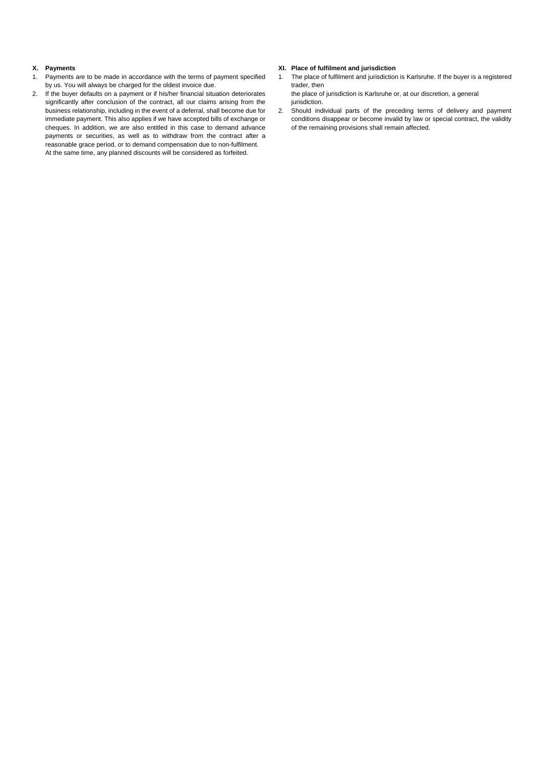### X. Payments

1. Payments are to be made in accordance with the terms of payment specified by us. You will always be charged for the oldest invoice due.
2. If the buyer defaults on a payment or if his/her financial situation deteriorates significantly after conclusion of the contract, all our claims arising from the business relationship, including in the event of a deferral, shall become due for immediate payment. This also applies if we have accepted bills of exchange or cheques. In addition, we are also entitled in this case to demand advance payments or securities, as well as to withdraw from the contract after a reasonable grace period, or to demand compensation due to non-fulfilment. At the same time, any planned discounts will be considered as forfeited.

### XI. Place of fulfilment and jurisdiction

1. The place of fulfilment and jurisdiction is Karlsruhe. If the buyer is a registered trader, then the place of jurisdiction is Karlsruhe or, at our discretion, a general jurisdiction.
2. Should individual parts of the preceding terms of delivery and payment conditions disappear or become invalid by law or special contract, the validity of the remaining provisions shall remain affected.